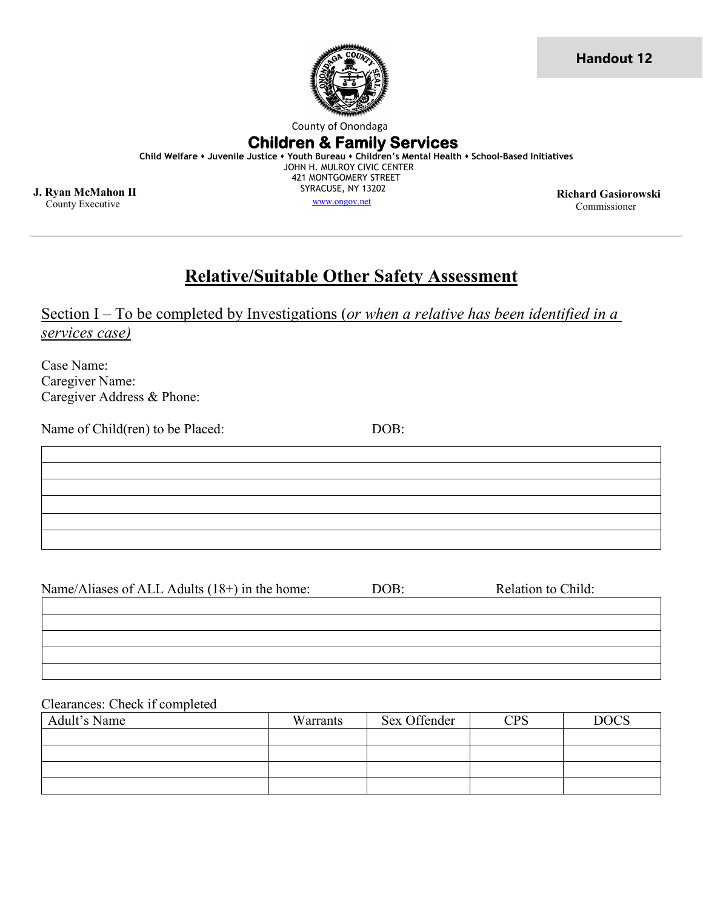Handout 12

County of Onondaga

**Children & Family Services**

**Child Welfare • Juvenile Justice • Youth Bureau • Children's Mental Health • School-Based Initiatives**

JOHN H. MULROY CIVIC CENTER
421 MONTGOMERY STREET
SYRACUSE, NY 13202
www.ongov.net

**J. Ryan McMahon II**
County Executive

**Richard Gasiorowski**
Commissioner

---

# Relative/Suitable Other Safety Assessment

## Section I – To be completed by Investigations (*or when a relative has been identified in a services case)*

Case Name:
Caregiver Name:
Caregiver Address & Phone:

Name of Child(ren) to be Placed: DOB:

| |
|---|
| |
| |
| |
| |
| |
| |

Name/Aliases of ALL Adults (18+) in the home: DOB: Relation to Child:

| |
|---|
| |
| |
| |
| |
| |

Clearances: Check if completed

| Adult's Name | Warrants | Sex Offender | CPS | DOCS |
|---|---|---|---|---|
| | | | | |
| | | | | |
| | | | | |
| | | | | |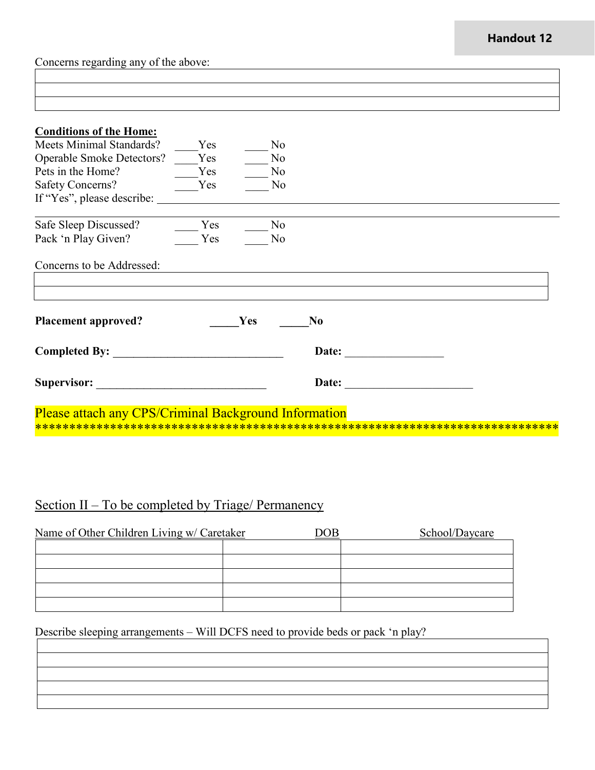Concerns regarding any of the above:

| |
|---|
| |
| |
| |

**Conditions of the Home:**

Meets Minimal Standards? ____Yes ____ No

Operable Smoke Detectors? ____Yes ____ No

Pets in the Home? ____Yes ____ No

Safety Concerns? ____Yes ____ No

If "Yes", please describe: ________________________________________________

Safe Sleep Discussed? ____ Yes ____ No

Pack 'n Play Given? ____ Yes ____ No

Concerns to be Addressed:

| |
|---|
| |
| |

**Placement approved? _____Yes _____No**

**Completed By:** ______________________________ **Date:** _________________

**Supervisor:** ______________________________ **Date:** ______________________

Please attach any CPS/Criminal Background Information

************************************************************************

## Section II – To be completed by Triage/ Permanency

| Name of Other Children Living w/ Caretaker | DOB | School/Daycare |
|---|---|---|
| | | |
| | | |
| | | |
| | | |
| | | |

Describe sleeping arrangements – Will DCFS need to provide beds or pack 'n play?

| |
|---|
| |
| |
| |
| |
| |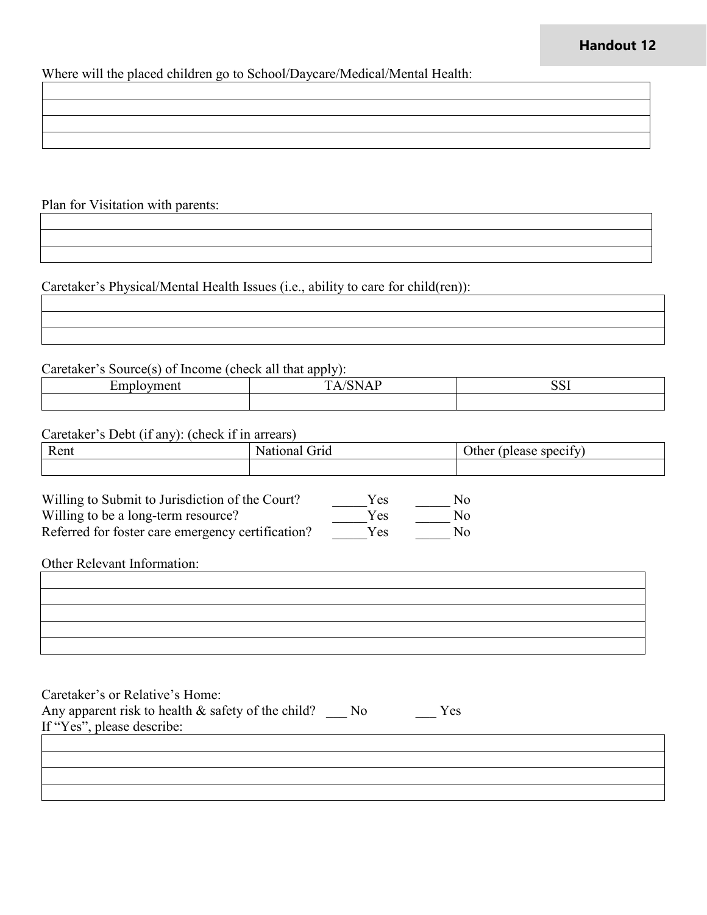Where will the placed children go to School/Daycare/Medical/Mental Health:

| |
|---|
| |
| |
| |

Plan for Visitation with parents:

| |
|---|
| |
| |

Caretaker's Physical/Mental Health Issues (i.e., ability to care for child(ren)):

| |
|---|
| |
| |

Caretaker's Source(s) of Income (check all that apply):

| Employment | TA/SNAP | SSI |
|---|---|---|
| | | |

Caretaker's Debt (if any): (check if in arrears)

| Rent | National Grid | Other (please specify) |
|---|---|---|
| | | |

Willing to Submit to Jurisdiction of the Court? _____Yes _____ No
Willing to be a long-term resource? _____Yes _____ No
Referred for foster care emergency certification? _____Yes _____ No

Other Relevant Information:

| |
|---|
| |
| |
| |
| |

Caretaker's or Relative's Home:
Any apparent risk to health & safety of the child? ___ No ___ Yes
If "Yes", please describe:

| |
|---|
| |
| |
| |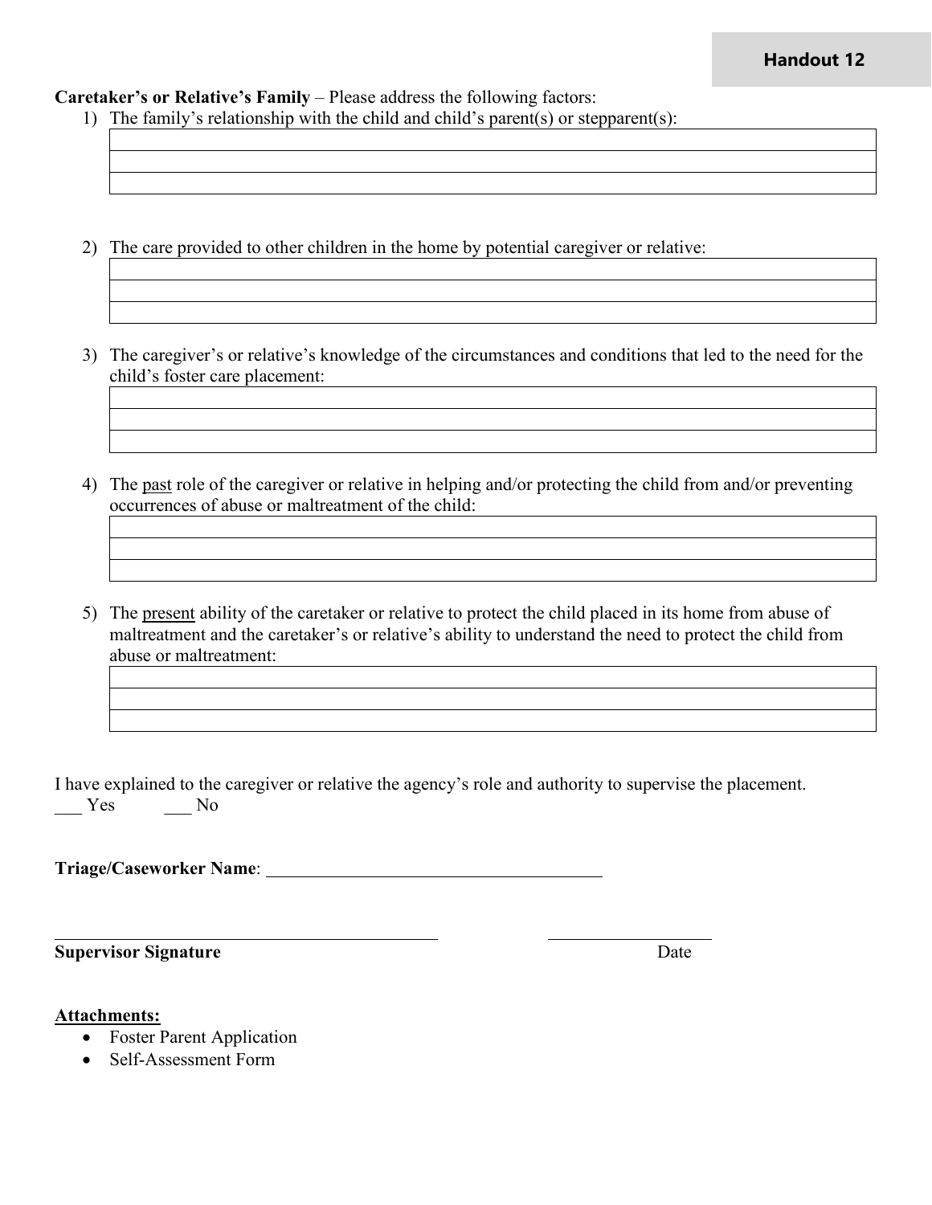Handout 12

**Caretaker's or Relative's Family** – Please address the following factors:

1) The family's relationship with the child and child's parent(s) or stepparent(s):

| |
|---|
| |
| |
| |

2) The care provided to other children in the home by potential caregiver or relative:

| |
|---|
| |
| |
| |

3) The caregiver's or relative's knowledge of the circumstances and conditions that led to the need for the child's foster care placement:

| |
|---|
| |
| |
| |

4) The past role of the caregiver or relative in helping and/or protecting the child from and/or preventing occurrences of abuse or maltreatment of the child:

| |
|---|
| |
| |
| |

5) The present ability of the caretaker or relative to protect the child placed in its home from abuse of maltreatment and the caretaker's or relative's ability to understand the need to protect the child from abuse or maltreatment:

| |
|---|
| |
| |
| |

I have explained to the caregiver or relative the agency's role and authority to supervise the placement.
___ Yes ___ No

**Triage/Caseworker Name**: ______________________________________

_____________________________________________ ___________________
**Supervisor Signature** Date

**Attachments:**

- Foster Parent Application
- Self-Assessment Form